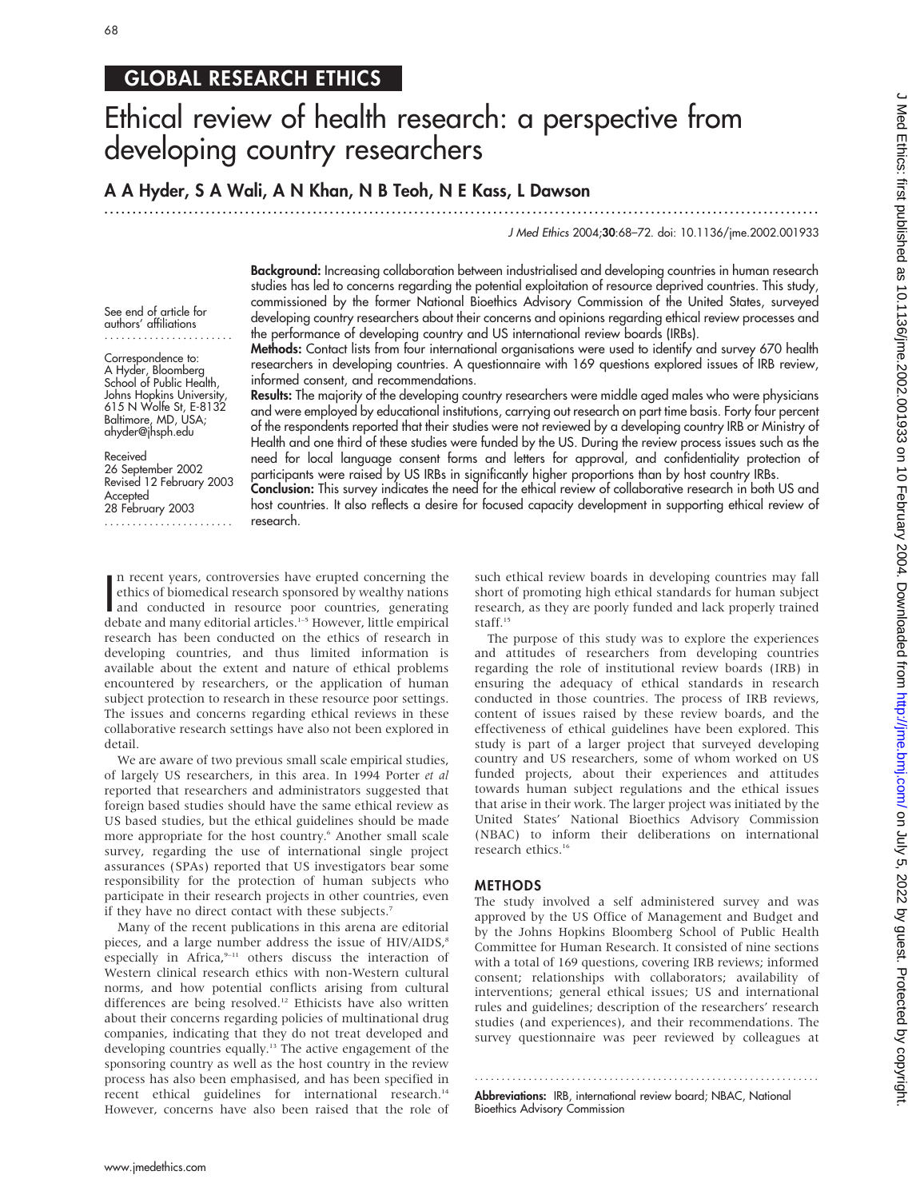## GLOBAL RESEARCH ETHICS

# Ethical review of health research: a perspective from developing country researchers

**A A Hyder, S A Wali, A N Khan, N B Teoh, N E Kass, L Dawson**

See end of article for authors' affiliations

Correspondence to: A Hyder, Bloomberg School of Public Health, Johns Hopkins University, 615 N Wolfe St, E-8132 Baltimore, MD, USA; ahyder@jhsph.edu

Received 26 September 2002
Revised 12 February 2003
Accepted 28 February 2003

**Background:** Increasing collaboration between industrialised and developing countries in human research studies has led to concerns regarding the potential exploitation of resource deprived countries. This study, commissioned by the former National Bioethics Advisory Commission of the United States, surveyed developing country researchers about their concerns and opinions regarding ethical review processes and the performance of developing country and US international review boards (IRBs).

**Methods:** Contact lists from four international organisations were used to identify and survey 670 health researchers in developing countries. A questionnaire with 169 questions explored issues of IRB review, informed consent, and recommendations.

**Results:** The majority of the developing country researchers were middle aged males who were physicians and were employed by educational institutions, carrying out research on part time basis. Forty four percent of the respondents reported that their studies were not reviewed by a developing country IRB or Ministry of Health and one third of these studies were funded by the US. During the review process issues such as the need for local language consent forms and letters for approval, and confidentiality protection of participants were raised by US IRBs in significantly higher proportions than by host country IRBs.

**Conclusion:** This survey indicates the need for the ethical review of collaborative research in both US and host countries. It also reflects a desire for focused capacity development in supporting ethical review of research.

In recent years, controversies have erupted concerning the ethics of biomedical research sponsored by wealthy nations and conducted in resource poor countries, generating debate and many editorial articles.[1–5] However, little empirical research has been conducted on the ethics of research in developing countries, and thus limited information is available about the extent and nature of ethical problems encountered by researchers, or the application of human subject protection to research in these resource poor settings. The issues and concerns regarding ethical reviews in these collaborative research settings have also not been explored in detail.

We are aware of two previous small scale empirical studies, of largely US researchers, in this area. In 1994 Porter *et al* reported that researchers and administrators suggested that foreign based studies should have the same ethical review as US based studies, but the ethical guidelines should be made more appropriate for the host country.[6] Another small scale survey, regarding the use of international single project assurances (SPAs) reported that US investigators bear some responsibility for the protection of human subjects who participate in their research projects in other countries, even if they have no direct contact with these subjects.[7]

Many of the recent publications in this arena are editorial pieces, and a large number address the issue of HIV/AIDS,[8] especially in Africa,[9–11] others discuss the interaction of Western clinical research ethics with non-Western cultural norms, and how potential conflicts arising from cultural differences are being resolved.[12] Ethicists have also written about their concerns regarding policies of multinational drug companies, indicating that they do not treat developed and developing countries equally.[13] The active engagement of the sponsoring country as well as the host country in the review process has also been emphasised, and has been specified in recent ethical guidelines for international research.[14] However, concerns have also been raised that the role of such ethical review boards in developing countries may fall short of promoting high ethical standards for human subject research, as they are poorly funded and lack properly trained staff.[15]

The purpose of this study was to explore the experiences and attitudes of researchers from developing countries regarding the role of institutional review boards (IRB) in ensuring the adequacy of ethical standards in research conducted in those countries. The process of IRB reviews, content of issues raised by these review boards, and the effectiveness of ethical guidelines have been explored. This study is part of a larger project that surveyed developing country and US researchers, some of whom worked on US funded projects, about their experiences and attitudes towards human subject regulations and the ethical issues that arise in their work. The larger project was initiated by the United States' National Bioethics Advisory Commission (NBAC) to inform their deliberations on international research ethics.[16]

## METHODS

The study involved a self administered survey and was approved by the US Office of Management and Budget and by the Johns Hopkins Bloomberg School of Public Health Committee for Human Research. It consisted of nine sections with a total of 169 questions, covering IRB reviews; informed consent; relationships with collaborators; availability of interventions; general ethical issues; US and international rules and guidelines; description of the researchers' research studies (and experiences), and their recommendations. The survey questionnaire was peer reviewed by colleagues at

**Abbreviations:** IRB, international review board; NBAC, National Bioethics Advisory Commission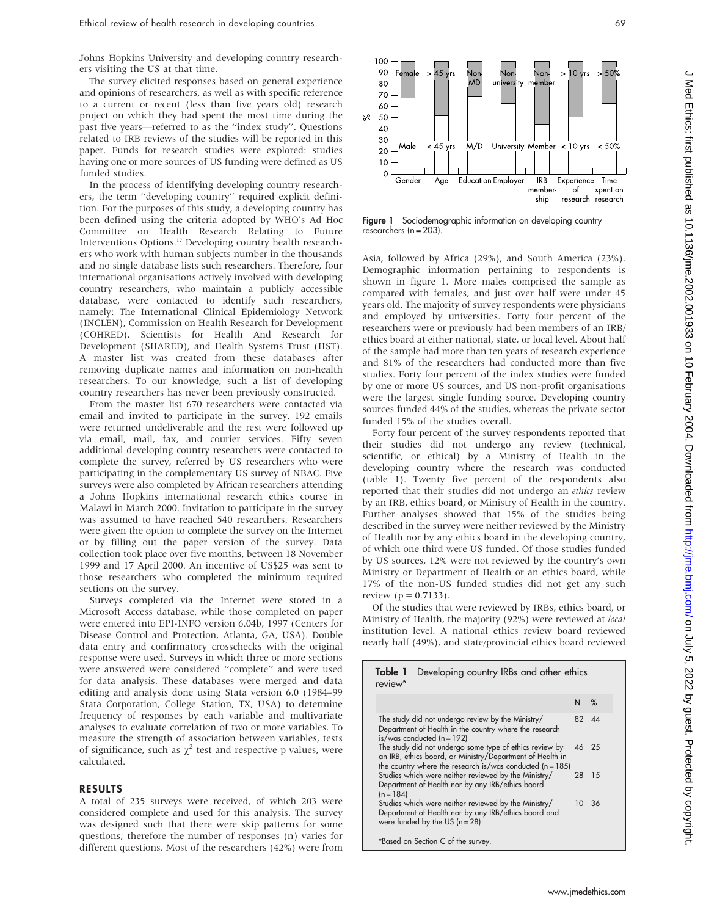Johns Hopkins University and developing country researchers visiting the US at that time.

The survey elicited responses based on general experience and opinions of researchers, as well as with specific reference to a current or recent (less than five years old) research project on which they had spent the most time during the past five years—referred to as the "index study". Questions related to IRB reviews of the studies will be reported in this paper. Funds for research studies were explored: studies having one or more sources of US funding were defined as US funded studies.

In the process of identifying developing country researchers, the term "developing country" required explicit definition. For the purposes of this study, a developing country has been defined using the criteria adopted by WHO's Ad Hoc Committee on Health Research Relating to Future Interventions Options.[17] Developing country health researchers who work with human subjects number in the thousands and no single database lists such researchers. Therefore, four international organisations actively involved with developing country researchers, who maintain a publicly accessible database, were contacted to identify such researchers, namely: The International Clinical Epidemiology Network (INCLEN), Commission on Health Research for Development (COHRED), Scientists for Health And Research for Development (SHARED), and Health Systems Trust (HST). A master list was created from these databases after removing duplicate names and information on non-health researchers. To our knowledge, such a list of developing country researchers has never been previously constructed.

From the master list 670 researchers were contacted via email and invited to participate in the survey. 192 emails were returned undeliverable and the rest were followed up via email, mail, fax, and courier services. Fifty seven additional developing country researchers were contacted to complete the survey, referred by US researchers who were participating in the complementary US survey of NBAC. Five surveys were also completed by African researchers attending a Johns Hopkins international research ethics course in Malawi in March 2000. Invitation to participate in the survey was assumed to have reached 540 researchers. Researchers were given the option to complete the survey on the Internet or by filling out the paper version of the survey. Data collection took place over five months, between 18 November 1999 and 17 April 2000. An incentive of US$25 was sent to those researchers who completed the minimum required sections on the survey.

Surveys completed via the Internet were stored in a Microsoft Access database, while those completed on paper were entered into EPI-INFO version 6.04b, 1997 (Centers for Disease Control and Protection, Atlanta, GA, USA). Double data entry and confirmatory crosschecks with the original response were used. Surveys in which three or more sections were answered were considered "complete" and were used for data analysis. These databases were merged and data editing and analysis done using Stata version 6.0 (1984–99 Stata Corporation, College Station, TX, USA) to determine frequency of responses by each variable and multivariate analyses to evaluate correlation of two or more variables. To measure the strength of association between variables, tests of significance, such as $\chi^2$ test and respective p values, were calculated.

## RESULTS

A total of 235 surveys were received, of which 203 were considered complete and used for this analysis. The survey was designed such that there were skip patterns for some questions; therefore the number of responses (n) varies for different questions. Most of the researchers (42%) were from Asia, followed by Africa (29%), and South America (23%). Demographic information pertaining to respondents is shown in figure 1. More males comprised the sample as compared with females, and just over half were under 45 years old. The majority of survey respondents were physicians and employed by universities. Forty four percent of the researchers were or previously had been members of an IRB/ethics board at either national, state, or local level. About half of the sample had more than ten years of research experience and 81% of the researchers had conducted more than five studies. Forty four percent of the index studies were funded by one or more US sources, and US non-profit organisations were the largest single funding source. Developing country sources funded 44% of the studies, whereas the private sector funded 15% of the studies overall.

100
90
80
70
60
50
40
30
20
10
0
%
Female
Male
> 45 yrs
< 45 yrs
Non-MD
M/D
Non-university
University
Non-member
Member
> 10 yrs
< 10 yrs
> 50%
< 50%
Gender
Age
Education
Employer
IRB membership
Experience of research
Time spent on research

Figure 1 Sociodemographic information on developing country researchers (n = 203).

Forty four percent of the survey respondents reported that their studies did not undergo any review (technical, scientific, or ethical) by a Ministry of Health in the developing country where the research was conducted (table 1). Twenty five percent of the respondents also reported that their studies did not undergo an *ethics* review by an IRB, ethics board, or Ministry of Health in the country. Further analyses showed that 15% of the studies being described in the survey were neither reviewed by the Ministry of Health nor by any ethics board in the developing country, of which one third were US funded. Of those studies funded by US sources, 12% were not reviewed by the country's own Ministry or Department of Health or an ethics board, while 17% of the non-US funded studies did not get any such review ($p = 0.7133$).

Of the studies that were reviewed by IRBs, ethics board, or Ministry of Health, the majority (92%) were reviewed at *local* institution level. A national ethics review board reviewed nearly half (49%), and state/provincial ethics board reviewed

**Table 1** Developing country IRBs and other ethics review*

| | N | % |
|---|---|---|
| The study did not undergo review by the Ministry/Department of Health in the country where the research is/was conducted (n = 192) | 82 | 44 |
| The study did not undergo some type of ethics review by an IRB, ethics board, or Ministry/Department of Health in the country where the research is/was conducted (n = 185) | 46 | 25 |
| Studies which were neither reviewed by the Ministry/Department of Health nor by any IRB/ethics board (n = 184) | 28 | 15 |
| Studies which were neither reviewed by the Ministry/Department of Health nor by any IRB/ethics board and were funded by the US (n = 28) | 10 | 36 |

*Based on Section C of the survey.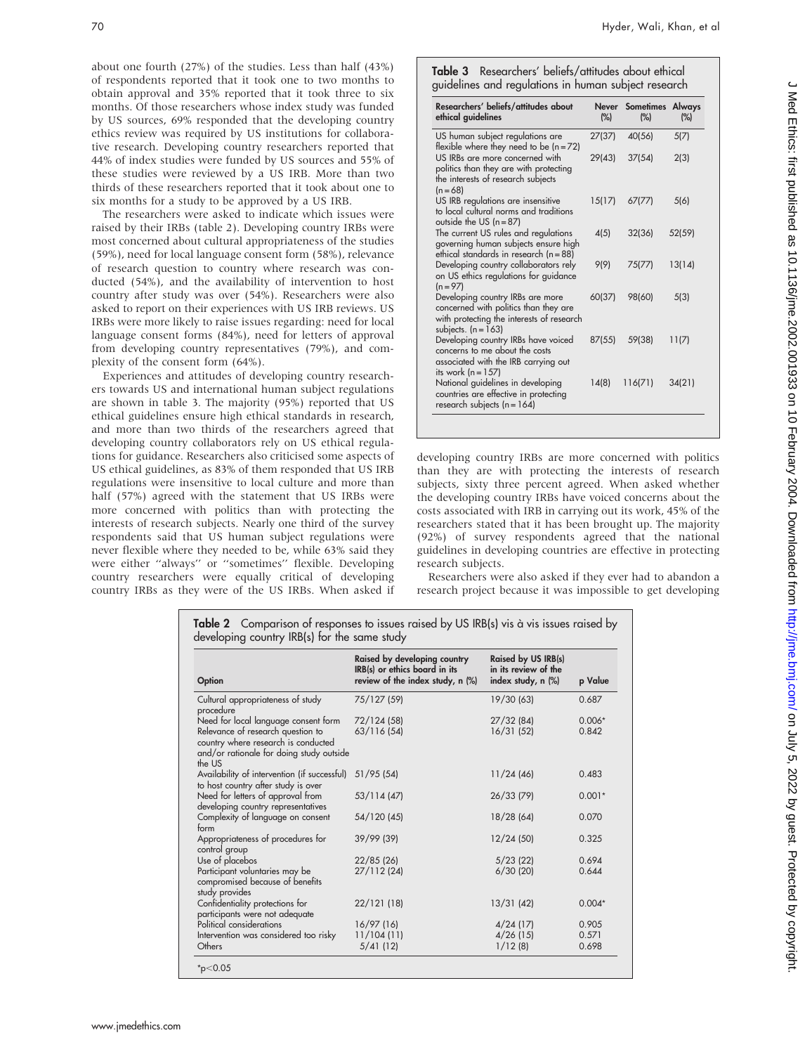about one fourth (27%) of the studies. Less than half (43%) of respondents reported that it took one to two months to obtain approval and 35% reported that it took three to six months. Of those researchers whose index study was funded by US sources, 69% responded that the developing country ethics review was required by US institutions for collaborative research. Developing country researchers reported that 44% of index studies were funded by US sources and 55% of these studies were reviewed by a US IRB. More than two thirds of these researchers reported that it took about one to six months for a study to be approved by a US IRB.

The researchers were asked to indicate which issues were raised by their IRBs (table 2). Developing country IRBs were most concerned about cultural appropriateness of the studies (59%), need for local language consent form (58%), relevance of research question to country where research was conducted (54%), and the availability of intervention to host country after study was over (54%). Researchers were also asked to report on their experiences with US IRB reviews. US IRBs were more likely to raise issues regarding: need for local language consent forms (84%), need for letters of approval from developing country representatives (79%), and complexity of the consent form (64%).

Experiences and attitudes of developing country researchers towards US and international human subject regulations are shown in table 3. The majority (95%) reported that US ethical guidelines ensure high ethical standards in research, and more than two thirds of the researchers agreed that developing country collaborators rely on US ethical regulations for guidance. Researchers also criticised some aspects of US ethical guidelines, as 83% of them responded that US IRB regulations were insensitive to local culture and more than half (57%) agreed with the statement that US IRBs were more concerned with politics than with protecting the interests of research subjects. Nearly one third of the survey respondents said that US human subject regulations were never flexible where they needed to be, while 63% said they were either "always" or "sometimes" flexible. Developing country researchers were equally critical of developing country IRBs as they were of the US IRBs. When asked if developing country IRBs are more concerned with politics than they are with protecting the interests of research subjects, sixty three percent agreed. When asked whether the developing country IRBs have voiced concerns about the costs associated with IRB in carrying out its work, 45% of the researchers stated that it has been brought up. The majority (92%) of survey respondents agreed that the national guidelines in developing countries are effective in protecting research subjects.

Researchers were also asked if they ever had to abandon a research project because it was impossible to get developing

**Table 3** Researchers' beliefs/attitudes about ethical guidelines and regulations in human subject research

| Researchers' beliefs/attitudes about ethical guidelines | Never (%) | Sometimes (%) | Always (%) |
|---|---|---|---|
| US human subject regulations are flexible where they need to be (n = 72) | 27(37) | 40(56) | 5(7) |
| US IRBs are more concerned with politics than they are with protecting the interests of research subjects (n = 68) | 29(43) | 37(54) | 2(3) |
| US IRB regulations are insensitive to local cultural norms and traditions outside the US (n = 87) | 15(17) | 67(77) | 5(6) |
| The current US rules and regulations governing human subjects ensure high ethical standards in research (n = 88) | 4(5) | 32(36) | 52(59) |
| Developing country collaborators rely on US ethics regulations for guidance (n = 97) | 9(9) | 75(77) | 13(14) |
| Developing country IRBs are more concerned with politics than they are with protecting the interests of research subjects. (n = 163) | 60(37) | 98(60) | 5(3) |
| Developing country IRBs have voiced concerns to me about the costs associated with the IRB carrying out its work (n = 157) | 87(55) | 59(38) | 11(7) |
| National guidelines in developing countries are effective in protecting research subjects (n = 164) | 14(8) | 116(71) | 34(21) |

**Table 2** Comparison of responses to issues raised by US IRB(s) vis à vis issues raised by developing country IRB(s) for the same study

| Option | Raised by developing country IRB(s) or ethics board in its review of the index study, n (%) | Raised by US IRB(s) in its review of the index study, n (%) | p Value |
|---|---|---|---|
| Cultural appropriateness of study procedure | 75/127 (59) | 19/30 (63) | 0.687 |
| Need for local language consent form | 72/124 (58) | 27/32 (84) | 0.006* |
| Relevance of research question to country where research is conducted and/or rationale for doing study outside the US | 63/116 (54) | 16/31 (52) | 0.842 |
| Availability of intervention (if successful) to host country after study is over | 51/95 (54) | 11/24 (46) | 0.483 |
| Need for letters of approval from developing country representatives | 53/114 (47) | 26/33 (79) | 0.001* |
| Complexity of language on consent form | 54/120 (45) | 18/28 (64) | 0.070 |
| Appropriateness of procedures for control group | 39/99 (39) | 12/24 (50) | 0.325 |
| Use of placebos | 22/85 (26) | 5/23 (22) | 0.694 |
| Participant voluntaries may be compromised because of benefits study provides | 27/112 (24) | 6/30 (20) | 0.644 |
| Confidentiality protections for participants were not adequate | 22/121 (18) | 13/31 (42) | 0.004* |
| Political considerations | 16/97 (16) | 4/24 (17) | 0.905 |
| Intervention was considered too risky | 11/104 (11) | 4/26 (15) | 0.571 |
| Others | 5/41 (12) | 1/12 (8) | 0.698 |

*$p<0.05$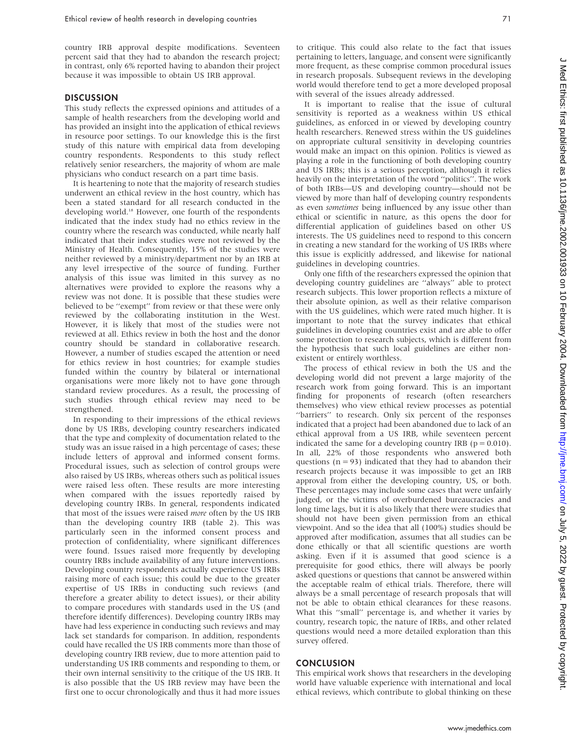country IRB approval despite modifications. Seventeen percent said that they had to abandon the research project; in contrast, only 6% reported having to abandon their project because it was impossible to obtain US IRB approval.

## DISCUSSION

This study reflects the expressed opinions and attitudes of a sample of health researchers from the developing world and has provided an insight into the application of ethical reviews in resource poor settings. To our knowledge this is the first study of this nature with empirical data from developing country respondents. Respondents to this study reflect relatively senior researchers, the majority of whom are male physicians who conduct research on a part time basis.

It is heartening to note that the majority of research studies underwent an ethical review in the host country, which has been a stated standard for all research conducted in the developing world.[18] However, one fourth of the respondents indicated that the index study had no ethics review in the country where the research was conducted, while nearly half indicated that their index studies were not reviewed by the Ministry of Health. Consequently, 15% of the studies were neither reviewed by a ministry/department nor by an IRB at any level irrespective of the source of funding. Further analysis of this issue was limited in this survey as no alternatives were provided to explore the reasons why a review was not done. It is possible that these studies were believed to be ''exempt'' from review or that these were only reviewed by the collaborating institution in the West. However, it is likely that most of the studies were not reviewed at all. Ethics review in both the host and the donor country should be standard in collaborative research. However, a number of studies escaped the attention or need for ethics review in host countries; for example studies funded within the country by bilateral or international organisations were more likely not to have gone through standard review procedures. As a result, the processing of such studies through ethical review may need to be strengthened.

In responding to their impressions of the ethical reviews done by US IRBs, developing country researchers indicated that the type and complexity of documentation related to the study was an issue raised in a high percentage of cases; these include letters of approval and informed consent forms. Procedural issues, such as selection of control groups were also raised by US IRBs, whereas others such as political issues were raised less often. These results are more interesting when compared with the issues reportedly raised by developing country IRBs. In general, respondents indicated that most of the issues were raised *more* often by the US IRB than the developing country IRB (table 2). This was particularly seen in the informed consent process and protection of confidentiality, where significant differences were found. Issues raised more frequently by developing country IRBs include availability of any future interventions. Developing country respondents actually experience US IRBs raising more of each issue; this could be due to the greater expertise of US IRBs in conducting such reviews (and therefore a greater ability to detect issues), or their ability to compare procedures with standards used in the US (and therefore identify differences). Developing country IRBs may have had less experience in conducting such reviews and may lack set standards for comparison. In addition, respondents could have recalled the US IRB comments more than those of developing country IRB review, due to more attention paid to understanding US IRB comments and responding to them, or their own internal sensitivity to the critique of the US IRB. It is also possible that the US IRB review may have been the first one to occur chronologically and thus it had more issues to critique. This could also relate to the fact that issues pertaining to letters, language, and consent were significantly more frequent, as these comprise common procedural issues in research proposals. Subsequent reviews in the developing world would therefore tend to get a more developed proposal with several of the issues already addressed.

It is important to realise that the issue of cultural sensitivity is reported as a weakness within US ethical guidelines, as enforced in or viewed by developing country health researchers. Renewed stress within the US guidelines on appropriate cultural sensitivity in developing countries would make an impact on this opinion. Politics is viewed as playing a role in the functioning of both developing country and US IRBs; this is a serious perception, although it relies heavily on the interpretation of the word ''politics''. The work of both IRBs—US and developing country—should not be viewed by more than half of developing country respondents as even *sometimes* being influenced by any issue other than ethical or scientific in nature, as this opens the door for differential application of guidelines based on other US interests. The US guidelines need to respond to this concern in creating a new standard for the working of US IRBs where this issue is explicitly addressed, and likewise for national guidelines in developing countries.

Only one fifth of the researchers expressed the opinion that developing country guidelines are ''always'' able to protect research subjects. This lower proportion reflects a mixture of their absolute opinion, as well as their relative comparison with the US guidelines, which were rated much higher. It is important to note that the survey indicates that ethical guidelines in developing countries exist and are able to offer some protection to research subjects, which is different from the hypothesis that such local guidelines are either non-existent or entirely worthless.

The process of ethical review in both the US and the developing world did not prevent a large majority of the research work from going forward. This is an important finding for proponents of research (often researchers themselves) who view ethical review processes as potential ''barriers'' to research. Only six percent of the responses indicated that a project had been abandoned due to lack of an ethical approval from a US IRB, while seventeen percent indicated the same for a developing country IRB ($p = 0.010$). In all, 22% of those respondents who answered both questions ($n = 93$) indicated that they had to abandon their research projects because it was impossible to get an IRB approval from either the developing country, US, or both. These percentages may include some cases that were unfairly judged, or the victims of overburdened bureaucracies and long time lags, but it is also likely that there were studies that should not have been given permission from an ethical viewpoint. And so the idea that all (100%) studies should be approved after modification, assumes that all studies can be done ethically or that all scientific questions are worth asking. Even if it is assumed that good science is a prerequisite for good ethics, there will always be poorly asked questions or questions that cannot be answered within the acceptable realm of ethical trials. Therefore, there will always be a small percentage of research proposals that will not be able to obtain ethical clearances for these reasons. What this ''small'' percentage is, and whether it varies by country, research topic, the nature of IRBs, and other related questions would need a more detailed exploration than this survey offered.

## CONCLUSION

This empirical work shows that researchers in the developing world have valuable experience with international and local ethical reviews, which contribute to global thinking on these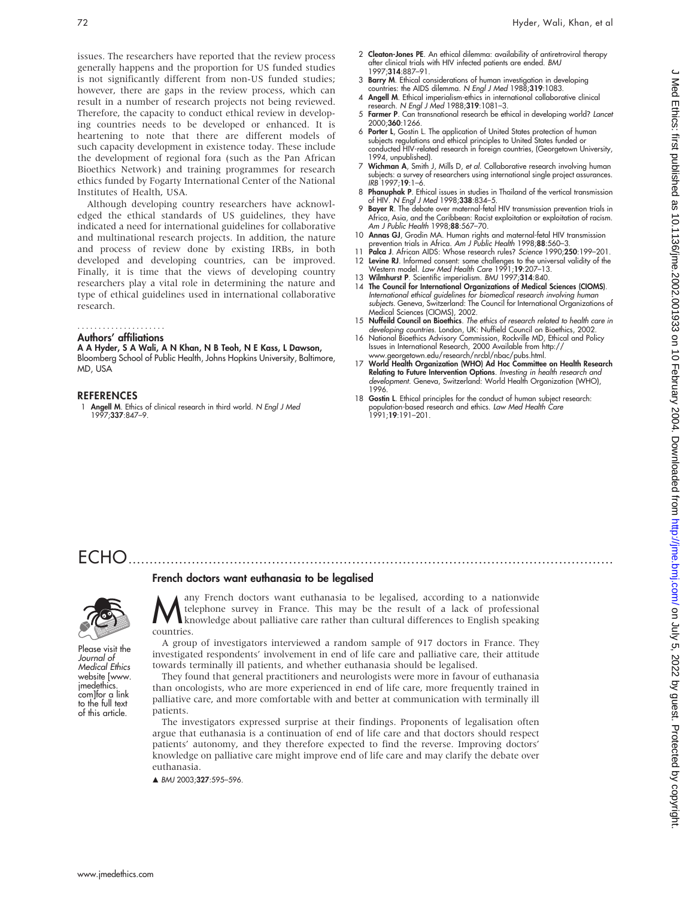issues. The researchers have reported that the review process generally happens and the proportion for US funded studies is not significantly different from non-US funded studies; however, there are gaps in the review process, which can result in a number of research projects not being reviewed. Therefore, the capacity to conduct ethical review in developing countries needs to be developed or enhanced. It is heartening to note that there are different models of such capacity development in existence today. These include the development of regional fora (such as the Pan African Bioethics Network) and training programmes for research ethics funded by Fogarty International Center of the National Institutes of Health, USA.

Although developing country researchers have acknowledged the ethical standards of US guidelines, they have indicated a need for international guidelines for collaborative and multinational research projects. In addition, the nature and process of review done by existing IRBs, in both developed and developing countries, can be improved. Finally, it is time that the views of developing country researchers play a vital role in determining the nature and type of ethical guidelines used in international collaborative research.

### Authors' affiliations

**A A Hyder, S A Wali, A N Khan, N B Teoh, N E Kass, L Dawson,** Bloomberg School of Public Health, Johns Hopkins University, Baltimore, MD, USA

## REFERENCES

1. **Angell M**. Ethics of clinical research in third world. *N Engl J Med* 1997;**337**:847–9.
2. **Cleaton-Jones PE**. An ethical dilemma: availability of antiretroviral therapy after clinical trials with HIV infected patients are ended. *BMJ* 1997;**314**:887–91.
3. **Barry M**. Ethical considerations of human investigation in developing countries: the AIDS dilemma. *N Engl J Med* 1988;**319**:1083.
4. **Angell M**. Ethical imperialism-ethics in international collaborative clinical research. *N Engl J Med* 1988;**319**:1081–3.
5. **Farmer P**. Can transnational research be ethical in developing world? *Lancet* 2000;**360**:1266.
6. **Porter L**, Gostin L. The application of United States protection of human subjects regulations and ethical principles to United States funded or conducted HIV-related research in foreign countries, (Georgetown University, 1994, unpublished).
7. **Wichman A**, Smith J, Mills D, *et al*. Collaborative research involving human subjects: a survey of researchers using international single project assurances. *IRB* 1997;**19**:1–6.
8. **Phanuphak P**. Ethical issues in studies in Thailand of the vertical transmission of HIV. *N Engl J Med* 1998;**338**:834–5.
9. **Bayer R**. The debate over maternal-fetal HIV transmission prevention trials in Africa, Asia, and the Caribbean: Racist exploitation or exploitation of racism. *Am J Public Health* 1998;**88**:567–70.
10. **Annas GJ**, Grodin MA. Human rights and maternal-fetal HIV transmission prevention trials in Africa. *Am J Public Health* 1998;**88**:560–3.
11. **Palca J**. African AIDS: Whose research rules? *Science* 1990;**250**:199–201.
12. **Levine RJ**. Informed consent: some challenges to the universal validity of the Western model. *Law Med Health Care* 1991;**19**:207–13.
13. **Wilmhurst P**. Scientific imperialism. *BMJ* 1997;**314**:840.
14. **The Council for International Organizations of Medical Sciences (CIOMS)**. *International ethical guidelines for biomedical research involving human subjects*. Geneva, Switzerland: The Council for International Organizations of Medical Sciences (CIOMS), 2002.
15. **Nuffeild Council on Bioethics**. *The ethics of research related to health care in developing countries*. London, UK: Nuffield Council on Bioethics, 2002.
16. National Bioethics Advisory Commission, Rockville MD, Ethical and Policy Issues in International Research, 2000 Available from http://www.georgetown.edu/research/nrcbl/nbac/pubs.html.
17. **World Health Organization (WHO) Ad Hoc Committee on Health Research Relating to Future Intervention Options**. *Investing in health research and development*. Geneva, Switzerland: World Health Organization (WHO), 1996.
18. **Gostin L**. Ethical principles for the conduct of human subject research: population-based research and ethics. *Law Med Health Care* 1991;**19**:191–201.

# ECHO

## French doctors want euthanasia to be legalised

Please visit the *Journal of Medical Ethics* website [www.jmedethics.com]for a link to the full text of this article.

Many French doctors want euthanasia to be legalised, according to a nationwide telephone survey in France. This may be the result of a lack of professional knowledge about palliative care rather than cultural differences to English speaking countries.

A group of investigators interviewed a random sample of 917 doctors in France. They investigated respondents' involvement in end of life care and palliative care, their attitude towards terminally ill patients, and whether euthanasia should be legalised.

They found that general practitioners and neurologists were more in favour of euthanasia than oncologists, who are more experienced in end of life care, more frequently trained in palliative care, and more comfortable with and better at communication with terminally ill patients.

The investigators expressed surprise at their findings. Proponents of legalisation often argue that euthanasia is a continuation of end of life care and that doctors should respect patients' autonomy, and they therefore expected to find the reverse. Improving doctors' knowledge on palliative care might improve end of life care and may clarify the debate over euthanasia.

▲ *BMJ* 2003;**327**:595–596.